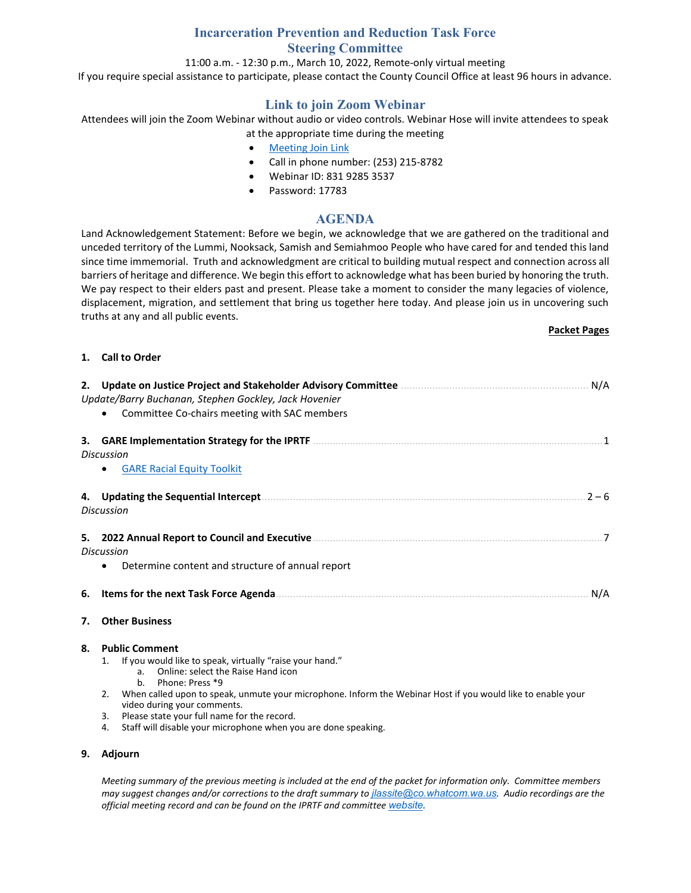# Incarceration Prevention and Reduction Task Force
## Steering Committee

11:00 a.m. - 12:30 p.m., March 10, 2022, Remote-only virtual meeting

If you require special assistance to participate, please contact the County Council Office at least 96 hours in advance.

## Link to join Zoom Webinar

Attendees will join the Zoom Webinar without audio or video controls. Webinar Hose will invite attendees to speak at the appropriate time during the meeting

- Meeting Join Link
- Call in phone number: (253) 215-8782
- Webinar ID: 831 9285 3537
- Password: 17783

## AGENDA

Land Acknowledgement Statement: Before we begin, we acknowledge that we are gathered on the traditional and unceded territory of the Lummi, Nooksack, Samish and Semiahmoo People who have cared for and tended this land since time immemorial. Truth and acknowledgment are critical to building mutual respect and connection across all barriers of heritage and difference. We begin this effort to acknowledge what has been buried by honoring the truth. We pay respect to their elders past and present. Please take a moment to consider the many legacies of violence, displacement, migration, and settlement that bring us together here today. And please join us in uncovering such truths at any and all public events.

**Packet Pages**

**1. Call to Order**

**2. Update on Justice Project and Stakeholder Advisory Committee** ........ N/A

*Update/Barry Buchanan, Stephen Gockley, Jack Hovenier*

- Committee Co-chairs meeting with SAC members

**3. GARE Implementation Strategy for the IPRTF** ........ 1

*Discussion*

- GARE Racial Equity Toolkit

**4. Updating the Sequential Intercept** ........ 2 – 6

*Discussion*

**5. 2022 Annual Report to Council and Executive** ........ 7

*Discussion*

- Determine content and structure of annual report

**6. Items for the next Task Force Agenda** ........ N/A

**7. Other Business**

**8. Public Comment**

1. If you would like to speak, virtually "raise your hand."
   a. Online: select the Raise Hand icon
   b. Phone: Press *9
2. When called upon to speak, unmute your microphone. Inform the Webinar Host if you would like to enable your video during your comments.
3. Please state your full name for the record.
4. Staff will disable your microphone when you are done speaking.

**9. Adjourn**

*Meeting summary of the previous meeting is included at the end of the packet for information only. Committee members may suggest changes and/or corrections to the draft summary to jlassite@co.whatcom.wa.us. Audio recordings are the official meeting record and can be found on the IPRTF and committee website.*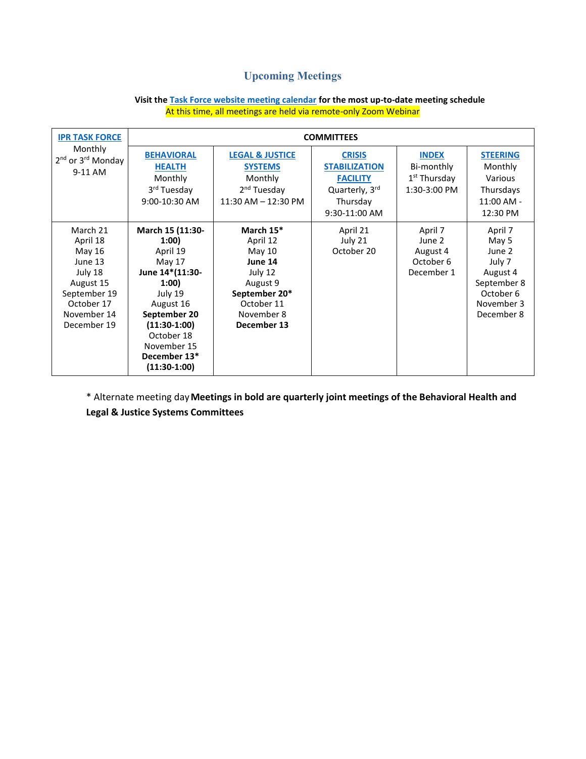## Upcoming Meetings

**Visit the [Task Force website meeting calendar] for the most up-to-date meeting schedule**
At this time, all meetings are held via remote-only Zoom Webinar

| IPR TASK FORCE | COMMITTEES | | | | |
|---|---|---|---|---|---|
| Monthly 2nd or 3rd Monday 9-11 AM | **BEHAVIORAL HEALTH** Monthly 3rd Tuesday 9:00-10:30 AM | **LEGAL & JUSTICE SYSTEMS** Monthly 2nd Tuesday 11:30 AM – 12:30 PM | **CRISIS STABILIZATION FACILITY** Quarterly, 3rd Thursday 9:30-11:00 AM | **INDEX** Bi-monthly 1st Thursday 1:30-3:00 PM | **STEERING** Monthly Various Thursdays 11:00 AM - 12:30 PM |
| March 21<br>April 18<br>May 16<br>June 13<br>July 18<br>August 15<br>September 19<br>October 17<br>November 14<br>December 19 | **March 15 (11:30-1:00)**<br>April 19<br>May 17<br>**June 14*(11:30-1:00)**<br>July 19<br>August 16<br>**September 20 (11:30-1:00)**<br>October 18<br>November 15<br>**December 13* (11:30-1:00)** | **March 15***<br>April 12<br>May 10<br>**June 14**<br>July 12<br>August 9<br>**September 20***<br>October 11<br>November 8<br>**December 13** | April 21<br>July 21<br>October 20 | April 7<br>June 2<br>August 4<br>October 6<br>December 1 | April 7<br>May 5<br>June 2<br>July 7<br>August 4<br>September 8<br>October 6<br>November 3<br>December 8 |

\* Alternate meeting day **Meetings in bold are quarterly joint meetings of the Behavioral Health and Legal & Justice Systems Committees**